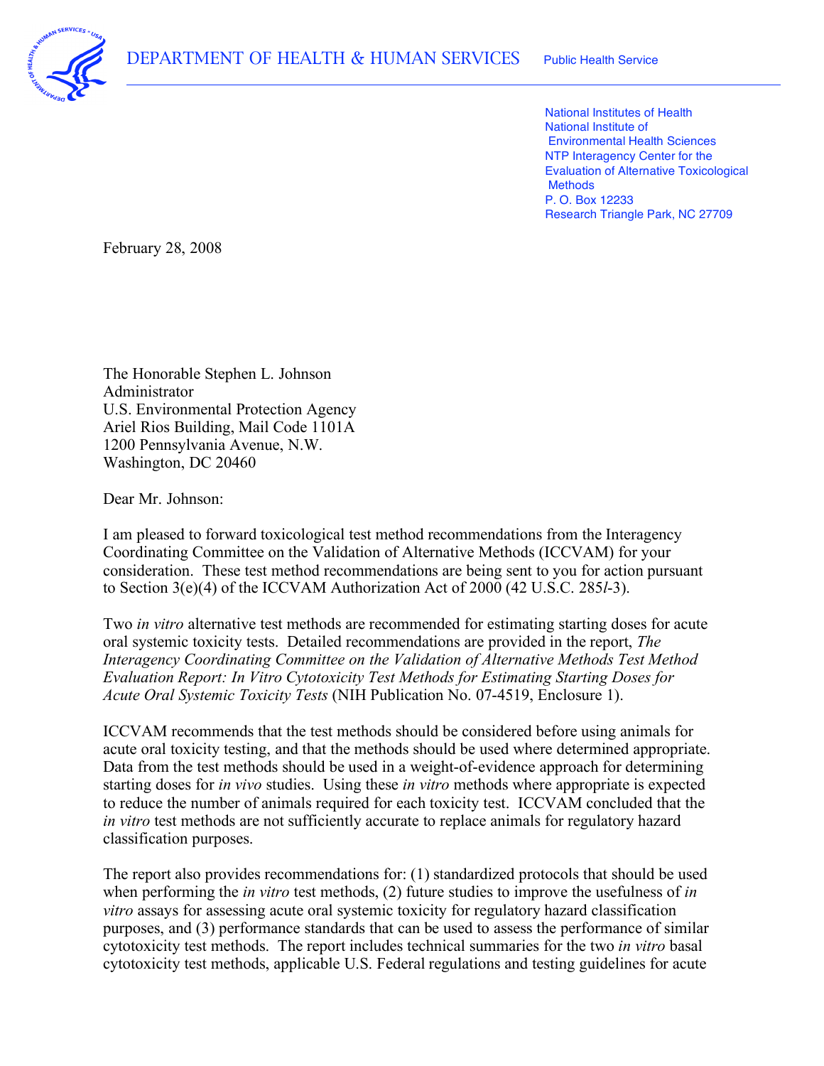DEPARTMENT OF HEALTH & HUMAN SERVICES Public Health Service

National Institutes of Health
National Institute of Environmental Health Sciences
NTP Interagency Center for the Evaluation of Alternative Toxicological Methods
P. O. Box 12233
Research Triangle Park, NC 27709

February 28, 2008

The Honorable Stephen L. Johnson
Administrator
U.S. Environmental Protection Agency
Ariel Rios Building, Mail Code 1101A
1200 Pennsylvania Avenue, N.W.
Washington, DC 20460

Dear Mr. Johnson:

I am pleased to forward toxicological test method recommendations from the Interagency Coordinating Committee on the Validation of Alternative Methods (ICCVAM) for your consideration. These test method recommendations are being sent to you for action pursuant to Section 3(e)(4) of the ICCVAM Authorization Act of 2000 (42 U.S.C. 285*l*-3).

Two *in vitro* alternative test methods are recommended for estimating starting doses for acute oral systemic toxicity tests. Detailed recommendations are provided in the report, *The Interagency Coordinating Committee on the Validation of Alternative Methods Test Method Evaluation Report: In Vitro Cytotoxicity Test Methods for Estimating Starting Doses for Acute Oral Systemic Toxicity Tests* (NIH Publication No. 07-4519, Enclosure 1).

ICCVAM recommends that the test methods should be considered before using animals for acute oral toxicity testing, and that the methods should be used where determined appropriate. Data from the test methods should be used in a weight-of-evidence approach for determining starting doses for *in vivo* studies. Using these *in vitro* methods where appropriate is expected to reduce the number of animals required for each toxicity test. ICCVAM concluded that the *in vitro* test methods are not sufficiently accurate to replace animals for regulatory hazard classification purposes.

The report also provides recommendations for: (1) standardized protocols that should be used when performing the *in vitro* test methods, (2) future studies to improve the usefulness of *in vitro* assays for assessing acute oral systemic toxicity for regulatory hazard classification purposes, and (3) performance standards that can be used to assess the performance of similar cytotoxicity test methods. The report includes technical summaries for the two *in vitro* basal cytotoxicity test methods, applicable U.S. Federal regulations and testing guidelines for acute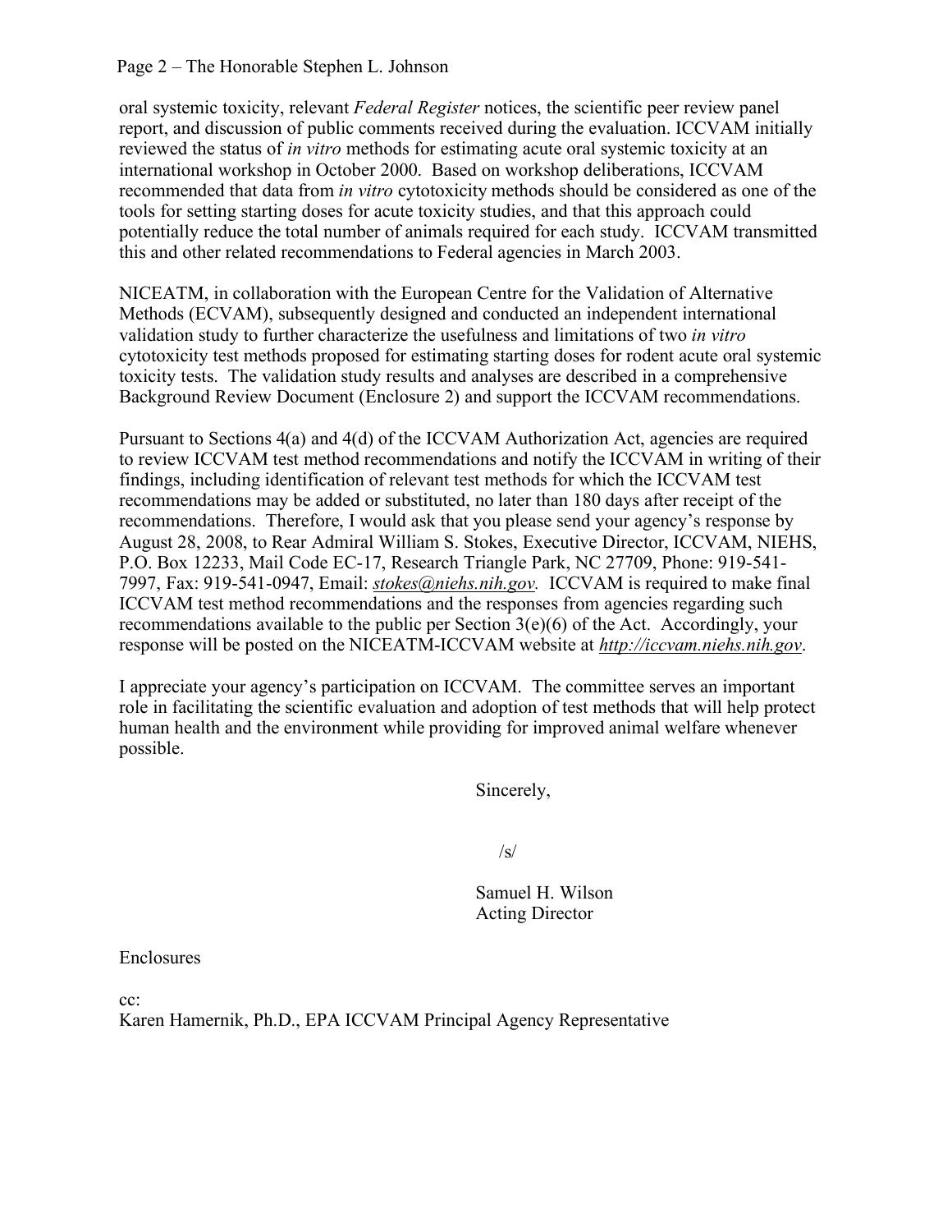oral systemic toxicity, relevant *Federal Register* notices, the scientific peer review panel report, and discussion of public comments received during the evaluation. ICCVAM initially reviewed the status of *in vitro* methods for estimating acute oral systemic toxicity at an international workshop in October 2000. Based on workshop deliberations, ICCVAM recommended that data from *in vitro* cytotoxicity methods should be considered as one of the tools for setting starting doses for acute toxicity studies, and that this approach could potentially reduce the total number of animals required for each study. ICCVAM transmitted this and other related recommendations to Federal agencies in March 2003.

NICEATM, in collaboration with the European Centre for the Validation of Alternative Methods (ECVAM), subsequently designed and conducted an independent international validation study to further characterize the usefulness and limitations of two *in vitro* cytotoxicity test methods proposed for estimating starting doses for rodent acute oral systemic toxicity tests. The validation study results and analyses are described in a comprehensive Background Review Document (Enclosure 2) and support the ICCVAM recommendations.

Pursuant to Sections 4(a) and 4(d) of the ICCVAM Authorization Act, agencies are required to review ICCVAM test method recommendations and notify the ICCVAM in writing of their findings, including identification of relevant test methods for which the ICCVAM test recommendations may be added or substituted, no later than 180 days after receipt of the recommendations. Therefore, I would ask that you please send your agency's response by August 28, 2008, to Rear Admiral William S. Stokes, Executive Director, ICCVAM, NIEHS, P.O. Box 12233, Mail Code EC-17, Research Triangle Park, NC 27709, Phone: 919-541-7997, Fax: 919-541-0947, Email: *stokes@niehs.nih.gov.* ICCVAM is required to make final ICCVAM test method recommendations and the responses from agencies regarding such recommendations available to the public per Section 3(e)(6) of the Act. Accordingly, your response will be posted on the NICEATM-ICCVAM website at *http://iccvam.niehs.nih.gov*.

I appreciate your agency's participation on ICCVAM. The committee serves an important role in facilitating the scientific evaluation and adoption of test methods that will help protect human health and the environment while providing for improved animal welfare whenever possible.

Sincerely,

/s/

Samuel H. Wilson
Acting Director

Enclosures

cc:
Karen Hamernik, Ph.D., EPA ICCVAM Principal Agency Representative